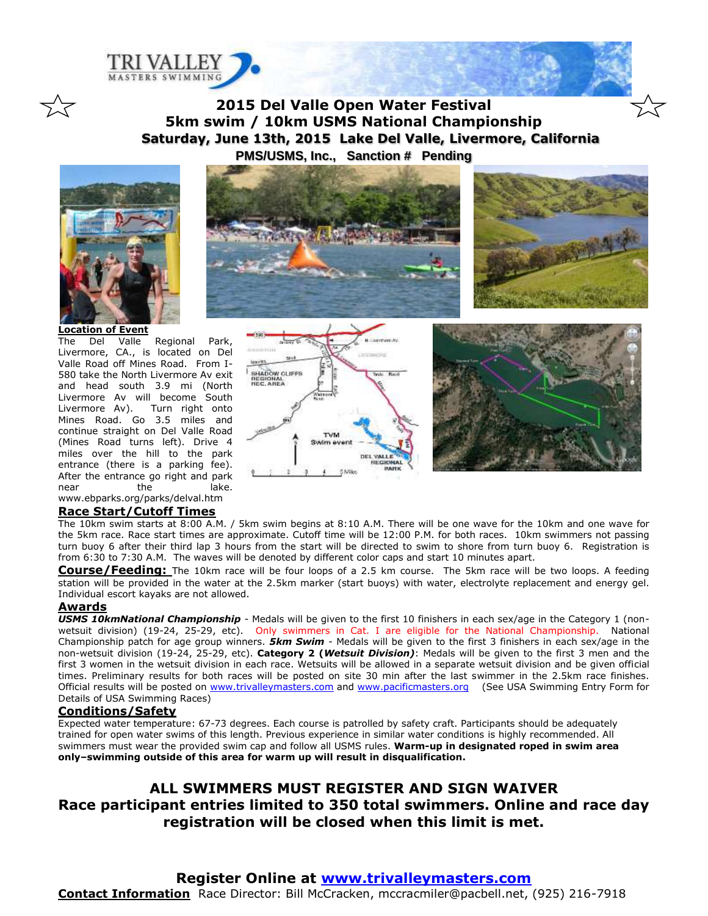# 2015 Del Valle Open Water Festival
# 5km swim / 10km USMS National Championship
## Saturday, June 13th, 2015 Lake Del Valle, Livermore, California
### PMS/USMS, Inc., Sanction # Pending

**Location of Event**

The Del Valle Regional Park, Livermore, CA., is located on Del Valle Road off Mines Road. From I-580 take the North Livermore Av exit and head south 3.9 mi (North Livermore Av will become South Livermore Av). Turn right onto Mines Road. Go 3.5 miles and continue straight on Del Valle Road (Mines Road turns left). Drive 4 miles over the hill to the park entrance (there is a parking fee). After the entrance go right and park near the lake. www.ebparks.org/parks/delval.htm

**Race Start/Cutoff Times**

The 10km swim starts at 8:00 A.M. / 5km swim begins at 8:10 A.M. There will be one wave for the 10km and one wave for the 5km race. Race start times are approximate. Cutoff time will be 12:00 P.M. for both races. 10km swimmers not passing turn buoy 6 after their third lap 3 hours from the start will be directed to swim to shore from turn buoy 6. Registration is from 6:30 to 7:30 A.M. The waves will be denoted by different color caps and start 10 minutes apart.

**Course/Feeding:** The 10km race will be four loops of a 2.5 km course. The 5km race will be two loops. A feeding station will be provided in the water at the 2.5km marker (start buoys) with water, electrolyte replacement and energy gel. Individual escort kayaks are not allowed.

**Awards**

***USMS 10kmNational Championship*** - Medals will be given to the first 10 finishers in each sex/age in the Category 1 (non-wetsuit division) (19-24, 25-29, etc). Only swimmers in Cat. I are eligible for the National Championship. National Championship patch for age group winners. ***5km Swim*** - Medals will be given to the first 3 finishers in each sex/age in the non-wetsuit division (19-24, 25-29, etc). **Category 2 (*Wetsuit Division*)**: Medals will be given to the first 3 men and the first 3 women in the wetsuit division in each race. Wetsuits will be allowed in a separate wetsuit division and be given official times. Preliminary results for both races will be posted on site 30 min after the last swimmer in the 2.5km race finishes. Official results will be posted on www.trivalleymasters.com and www.pacificmasters.org (See USA Swimming Entry Form for Details of USA Swimming Races)

**Conditions/Safety**

Expected water temperature: 67-73 degrees. Each course is patrolled by safety craft. Participants should be adequately trained for open water swims of this length. Previous experience in similar water conditions is highly recommended. All swimmers must wear the provided swim cap and follow all USMS rules. **Warm-up in designated roped in swim area only–swimming outside of this area for warm up will result in disqualification.**

## ALL SWIMMERS MUST REGISTER AND SIGN WAIVER
## Race participant entries limited to 350 total swimmers. Online and race day registration will be closed when this limit is met.

## Register Online at www.trivalleymasters.com

**Contact Information** Race Director: Bill McCracken, mccracmiler@pacbell.net, (925) 216-7918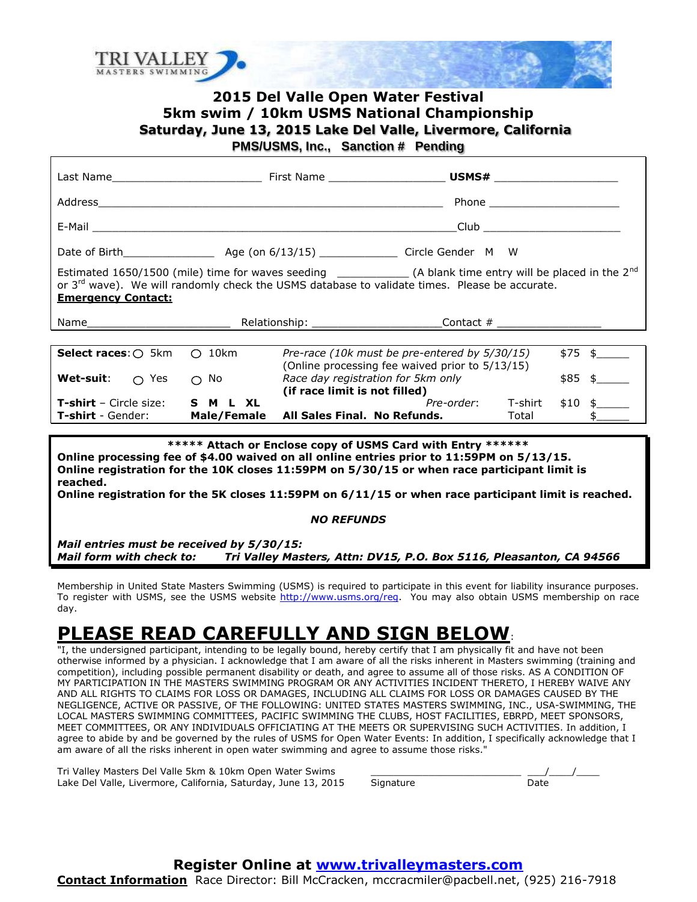TRI VALLEY MASTERS SWIMMING

# 2015 Del Valle Open Water Festival
## 5km swim / 10km USMS National Championship
### Saturday, June 13, 2015 Lake Del Valle, Livermore, California
**PMS/USMS, Inc., Sanction # Pending**

Last Name________________________ First Name __________________ **USMS#** ___________________

Address____________________________________________________ Phone ____________________

E-Mail ______________________________________________________Club _____________________

Date of Birth______________ Age (on 6/13/15) ____________ Circle Gender M W

Estimated 1650/1500 (mile) time for waves seeding __________ (A blank time entry will be placed in the 2nd or 3rd wave). We will randomly check the USMS database to validate times. Please be accurate.

**Emergency Contact:**

Name_____________________ Relationship: ___________________Contact # ________________

| | | | | | |
|---|---|---|---|---|---|
| **Select races:** ○ 5km | ○ 10km | *Pre-race (10k must be pre-entered by 5/30/15)* (Online processing fee waived prior to 5/13/15) | | $75 | $_____ |
| **Wet-suit:** ○ Yes | ○ No | *Race day registration for 5km only* **(if race limit is not filled)** | | $85 | $_____ |
| **T-shirt** – Circle size: | **S M L XL** | *Pre-order*: | T-shirt | $10 | $_____ |
| **T-shirt** - Gender: | **Male/Female** | **All Sales Final. No Refunds.** | Total | | $_____ |

**\*\*\*\*\* Attach or Enclose copy of USMS Card with Entry \*\*\*\*\*\***

**Online processing fee of $4.00 waived on all online entries prior to 11:59PM on 5/13/15.**

**Online registration for the 10K closes 11:59PM on 5/30/15 or when race participant limit is reached.**

**Online registration for the 5K closes 11:59PM on 6/11/15 or when race participant limit is reached.**

***NO REFUNDS***

***Mail entries must be received by 5/30/15:***

***Mail form with check to: Tri Valley Masters, Attn: DV15, P.O. Box 5116, Pleasanton, CA 94566***

Membership in United State Masters Swimming (USMS) is required to participate in this event for liability insurance purposes. To register with USMS, see the USMS website http://www.usms.org/reg. You may also obtain USMS membership on race day.

# PLEASE READ CAREFULLY AND SIGN BELOW:

"I, the undersigned participant, intending to be legally bound, hereby certify that I am physically fit and have not been otherwise informed by a physician. I acknowledge that I am aware of all the risks inherent in Masters swimming (training and competition), including possible permanent disability or death, and agree to assume all of those risks. AS A CONDITION OF MY PARTICIPATION IN THE MASTERS SWIMMING PROGRAM OR ANY ACTIVITIES INCIDENT THERETO, I HEREBY WAIVE ANY AND ALL RIGHTS TO CLAIMS FOR LOSS OR DAMAGES, INCLUDING ALL CLAIMS FOR LOSS OR DAMAGES CAUSED BY THE NEGLIGENCE, ACTIVE OR PASSIVE, OF THE FOLLOWING: UNITED STATES MASTERS SWIMMING, INC., USA-SWIMMING, THE LOCAL MASTERS SWIMMING COMMITTEES, PACIFIC SWIMMING THE CLUBS, HOST FACILITIES, EBRPD, MEET SPONSORS, MEET COMMITTEES, OR ANY INDIVIDUALS OFFICIATING AT THE MEETS OR SUPERVISING SUCH ACTIVITIES. In addition, I agree to abide by and be governed by the rules of USMS for Open Water Events: In addition, I specifically acknowledge that I am aware of all the risks inherent in open water swimming and agree to assume those risks."

Tri Valley Masters Del Valle 5km & 10km Open Water Swims
Lake Del Valle, Livermore, California, Saturday, June 13, 2015

__________________________ ___/____/____
Signature Date

**Register Online at www.trivalleymasters.com**

**Contact Information** Race Director: Bill McCracken, mccracmiler@pacbell.net, (925) 216-7918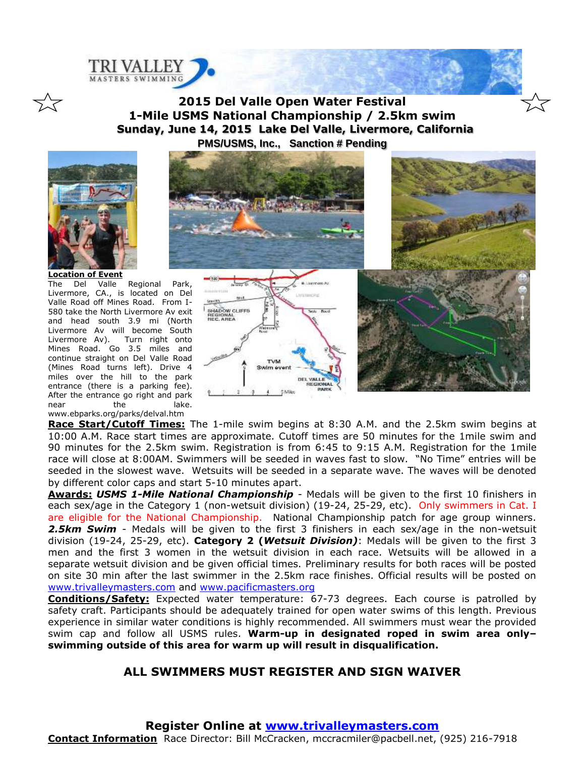# 2015 Del Valle Open Water Festival

## 1-Mile USMS National Championship / 2.5km swim

**Sunday, June 14, 2015 Lake Del Valle, Livermore, California**

**PMS/USMS, Inc., Sanction # Pending**

**Location of Event**

The Del Valle Regional Park, Livermore, CA., is located on Del Valle Road off Mines Road. From I-580 take the North Livermore Av exit and head south 3.9 mi (North Livermore Av will become South Livermore Av). Turn right onto Mines Road. Go 3.5 miles and continue straight on Del Valle Road (Mines Road turns left). Drive 4 miles over the hill to the park entrance (there is a parking fee). After the entrance go right and park near the lake. www.ebparks.org/parks/delval.htm

**Race Start/Cutoff Times:** The 1-mile swim begins at 8:30 A.M. and the 2.5km swim begins at 10:00 A.M. Race start times are approximate. Cutoff times are 50 minutes for the 1mile swim and 90 minutes for the 2.5km swim. Registration is from 6:45 to 9:15 A.M. Registration for the 1mile race will close at 8:00AM. Swimmers will be seeded in waves fast to slow. "No Time" entries will be seeded in the slowest wave. Wetsuits will be seeded in a separate wave. The waves will be denoted by different color caps and start 5-10 minutes apart.

**Awards:** ***USMS 1-Mile National Championship*** - Medals will be given to the first 10 finishers in each sex/age in the Category 1 (non-wetsuit division) (19-24, 25-29, etc). Only swimmers in Cat. I are eligible for the National Championship. National Championship patch for age group winners. ***2.5km Swim*** - Medals will be given to the first 3 finishers in each sex/age in the non-wetsuit division (19-24, 25-29, etc). **Category 2 (*Wetsuit Division*)**: Medals will be given to the first 3 men and the first 3 women in the wetsuit division in each race. Wetsuits will be allowed in a separate wetsuit division and be given official times. Preliminary results for both races will be posted on site 30 min after the last swimmer in the 2.5km race finishes. Official results will be posted on www.trivalleymasters.com and www.pacificmasters.org

**Conditions/Safety:** Expected water temperature: 67-73 degrees. Each course is patrolled by safety craft. Participants should be adequately trained for open water swims of this length. Previous experience in similar water conditions is highly recommended. All swimmers must wear the provided swim cap and follow all USMS rules. **Warm-up in designated roped in swim area only– swimming outside of this area for warm up will result in disqualification.**

## ALL SWIMMERS MUST REGISTER AND SIGN WAIVER

**Register Online at www.trivalleymasters.com**

**Contact Information** Race Director: Bill McCracken, mccracmiler@pacbell.net, (925) 216-7918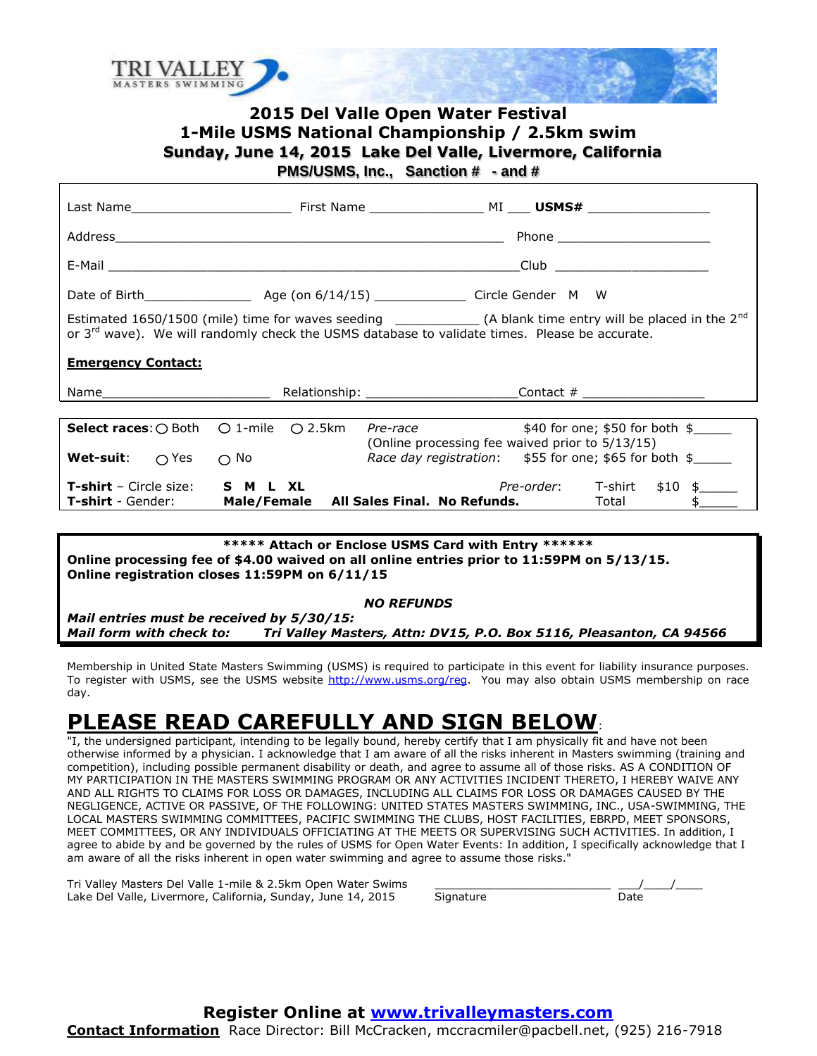TRI VALLEY MASTERS SWIMMING

# 2015 Del Valle Open Water Festival
## 1-Mile USMS National Championship / 2.5km swim
### Sunday, June 14, 2015 Lake Del Valle, Livermore, California

**PMS/USMS, Inc., Sanction # - and #**

Last Name_____________________ First Name _______________ MI ___ **USMS#** ________________

Address__________________________________________________ Phone ____________________

E-Mail ____________________________________________________Club ____________________

Date of Birth______________ Age (on 6/14/15) ____________ Circle Gender M W

Estimated 1650/1500 (mile) time for waves seeding ___________ (A blank time entry will be placed in the 2nd or 3rd wave). We will randomly check the USMS database to validate times. Please be accurate.

**Emergency Contact:**

Name______________________ Relationship: ____________________Contact # ________________

**Select races**: ○ Both ○ 1-mile ○ 2.5km *Pre-race* $40 for one; $50 for both $_____
(Online processing fee waived prior to 5/13/15)

**Wet-suit**: ○ Yes ○ No *Race day registration*: $55 for one; $65 for both $_____

**T-shirt** – Circle size: **S M L XL** *Pre-order*: T-shirt $10 $_____

**T-shirt** - Gender: **Male/Female All Sales Final. No Refunds.** Total $_____

**\*\*\*\*\* Attach or Enclose USMS Card with Entry \*\*\*\*\*\***

**Online processing fee of $4.00 waived on all online entries prior to 11:59PM on 5/13/15.**
**Online registration closes 11:59PM on 6/11/15**

***NO REFUNDS***

***Mail entries must be received by 5/30/15:***
***Mail form with check to: Tri Valley Masters, Attn: DV15, P.O. Box 5116, Pleasanton, CA 94566***

Membership in United State Masters Swimming (USMS) is required to participate in this event for liability insurance purposes. To register with USMS, see the USMS website http://www.usms.org/reg. You may also obtain USMS membership on race day.

## PLEASE READ CAREFULLY AND SIGN BELOW:

"I, the undersigned participant, intending to be legally bound, hereby certify that I am physically fit and have not been otherwise informed by a physician. I acknowledge that I am aware of all the risks inherent in Masters swimming (training and competition), including possible permanent disability or death, and agree to assume all of those risks. AS A CONDITION OF MY PARTICIPATION IN THE MASTERS SWIMMING PROGRAM OR ANY ACTIVITIES INCIDENT THERETO, I HEREBY WAIVE ANY AND ALL RIGHTS TO CLAIMS FOR LOSS OR DAMAGES, INCLUDING ALL CLAIMS FOR LOSS OR DAMAGES CAUSED BY THE NEGLIGENCE, ACTIVE OR PASSIVE, OF THE FOLLOWING: UNITED STATES MASTERS SWIMMING, INC., USA-SWIMMING, THE LOCAL MASTERS SWIMMING COMMITTEES, PACIFIC SWIMMING THE CLUBS, HOST FACILITIES, EBRPD, MEET SPONSORS, MEET COMMITTEES, OR ANY INDIVIDUALS OFFICIATING AT THE MEETS OR SUPERVISING SUCH ACTIVITIES. In addition, I agree to abide by and be governed by the rules of USMS for Open Water Events: In addition, I specifically acknowledge that I am aware of all the risks inherent in open water swimming and agree to assume those risks."

Tri Valley Masters Del Valle 1-mile & 2.5km Open Water Swims
Lake Del Valle, Livermore, California, Sunday, June 14, 2015

__________________________ ___/____/____
Signature Date

**Register Online at www.trivalleymasters.com**

**Contact Information** Race Director: Bill McCracken, mccracmiler@pacbell.net, (925) 216-7918